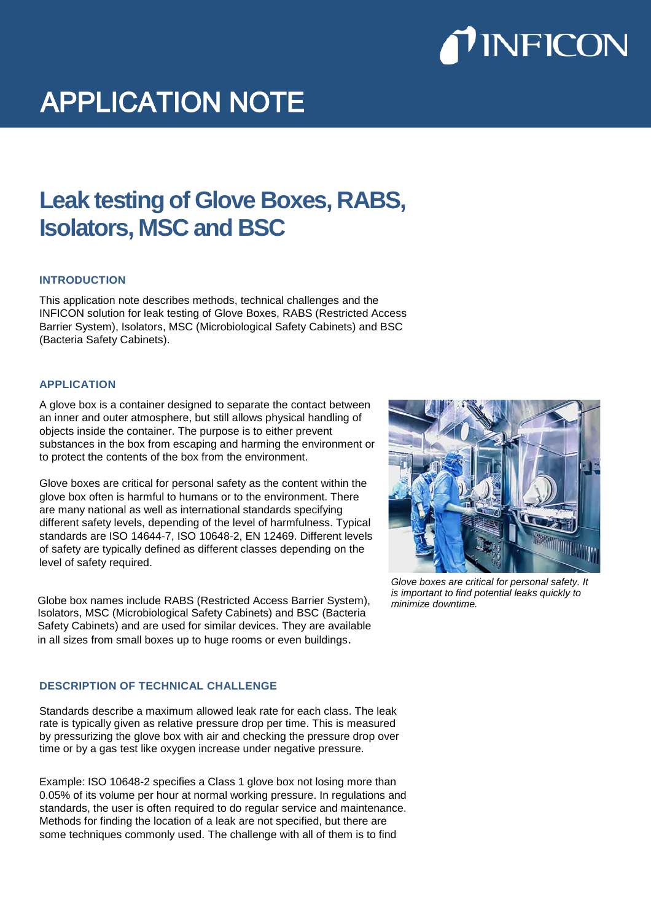# APPLICATION NOTE

## Leak testing of Glove Boxes, RABS, Isolators, MSC and BSC

### INTRODUCTION

This application note describes methods, technical challenges and the INFICON solution for leak testing of Glove Boxes, RABS (Restricted Access Barrier System), Isolators, MSC (Microbiological Safety Cabinets) and BSC (Bacteria Safety Cabinets).

### APPLICATION

A glove box is a container designed to separate the contact between an inner and outer atmosphere, but still allows physical handling of objects inside the container. The purpose is to either prevent substances in the box from escaping and harming the environment or to protect the contents of the box from the environment.

Glove boxes are critical for personal safety as the content within the glove box often is harmful to humans or to the environment. There are many national as well as international standards specifying different safety levels, depending of the level of harmfulness. Typical standards are ISO 14644-7, ISO 10648-2, EN 12469. Different levels of safety are typically defined as different classes depending on the level of safety required.

*Glove boxes are critical for personal safety. It is important to find potential leaks quickly to minimize downtime.*

Globe box names include RABS (Restricted Access Barrier System), Isolators, MSC (Microbiological Safety Cabinets) and BSC (Bacteria Safety Cabinets) and are used for similar devices. They are available in all sizes from small boxes up to huge rooms or even buildings.

### DESCRIPTION OF TECHNICAL CHALLENGE

Standards describe a maximum allowed leak rate for each class. The leak rate is typically given as relative pressure drop per time. This is measured by pressurizing the glove box with air and checking the pressure drop over time or by a gas test like oxygen increase under negative pressure.

Example: ISO 10648-2 specifies a Class 1 glove box not losing more than 0.05% of its volume per hour at normal working pressure. In regulations and standards, the user is often required to do regular service and maintenance. Methods for finding the location of a leak are not specified, but there are some techniques commonly used. The challenge with all of them is to find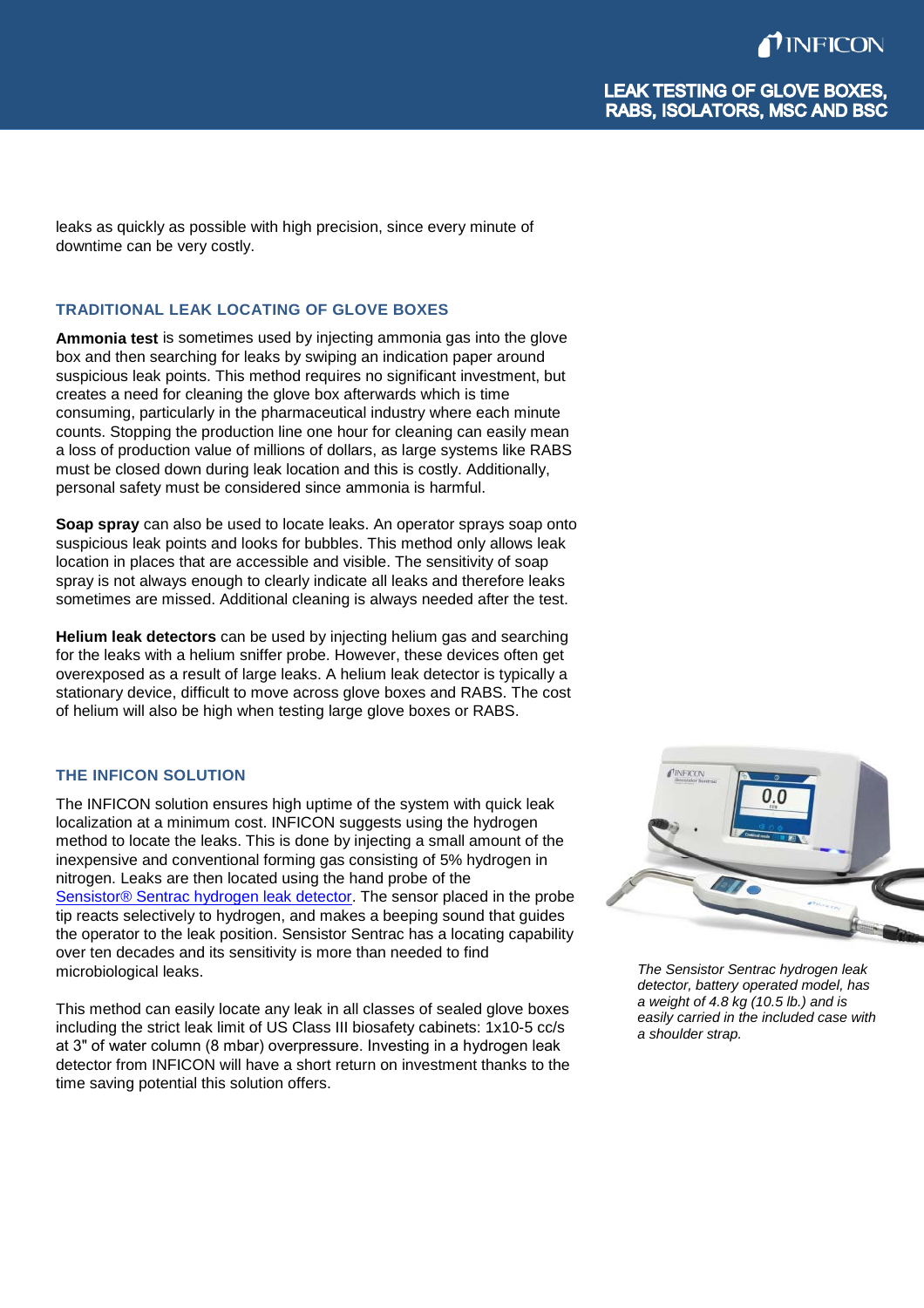leaks as quickly as possible with high precision, since every minute of downtime can be very costly.

### TRADITIONAL LEAK LOCATING OF GLOVE BOXES

**Ammonia test** is sometimes used by injecting ammonia gas into the glove box and then searching for leaks by swiping an indication paper around suspicious leak points. This method requires no significant investment, but creates a need for cleaning the glove box afterwards which is time consuming, particularly in the pharmaceutical industry where each minute counts. Stopping the production line one hour for cleaning can easily mean a loss of production value of millions of dollars, as large systems like RABS must be closed down during leak location and this is costly. Additionally, personal safety must be considered since ammonia is harmful.

**Soap spray** can also be used to locate leaks. An operator sprays soap onto suspicious leak points and looks for bubbles. This method only allows leak location in places that are accessible and visible. The sensitivity of soap spray is not always enough to clearly indicate all leaks and therefore leaks sometimes are missed. Additional cleaning is always needed after the test.

**Helium leak detectors** can be used by injecting helium gas and searching for the leaks with a helium sniffer probe. However, these devices often get overexposed as a result of large leaks. A helium leak detector is typically a stationary device, difficult to move across glove boxes and RABS. The cost of helium will also be high when testing large glove boxes or RABS.

### THE INFICON SOLUTION

The INFICON solution ensures high uptime of the system with quick leak localization at a minimum cost. INFICON suggests using the hydrogen method to locate the leaks. This is done by injecting a small amount of the inexpensive and conventional forming gas consisting of 5% hydrogen in nitrogen. Leaks are then located using the hand probe of the Sensistor® Sentrac hydrogen leak detector. The sensor placed in the probe tip reacts selectively to hydrogen, and makes a beeping sound that guides the operator to the leak position. Sensistor Sentrac has a locating capability over ten decades and its sensitivity is more than needed to find microbiological leaks.

This method can easily locate any leak in all classes of sealed glove boxes including the strict leak limit of US Class III biosafety cabinets: 1x10-5 cc/s at 3" of water column (8 mbar) overpressure. Investing in a hydrogen leak detector from INFICON will have a short return on investment thanks to the time saving potential this solution offers.

*The Sensistor Sentrac hydrogen leak detector, battery operated model, has a weight of 4.8 kg (10.5 lb.) and is easily carried in the included case with a shoulder strap.*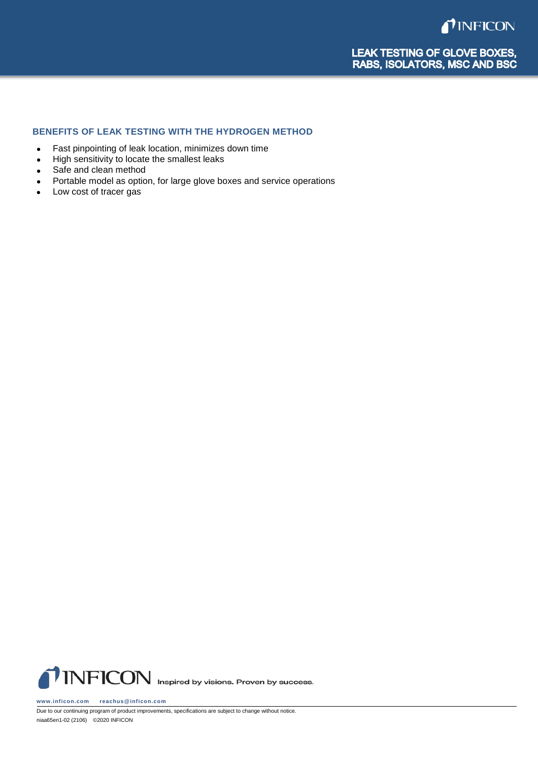## BENEFITS OF LEAK TESTING WITH THE HYDROGEN METHOD

- Fast pinpointing of leak location, minimizes down time
- High sensitivity to locate the smallest leaks
- Safe and clean method
- Portable model as option, for large glove boxes and service operations
- Low cost of tracer gas

INFICON Inspired by visions. Proven by success.

www.inficon.com reachus@inficon.com

Due to our continuing program of product improvements, specifications are subject to change without notice.

niaa65en1-02 (2106) ©2020 INFICON